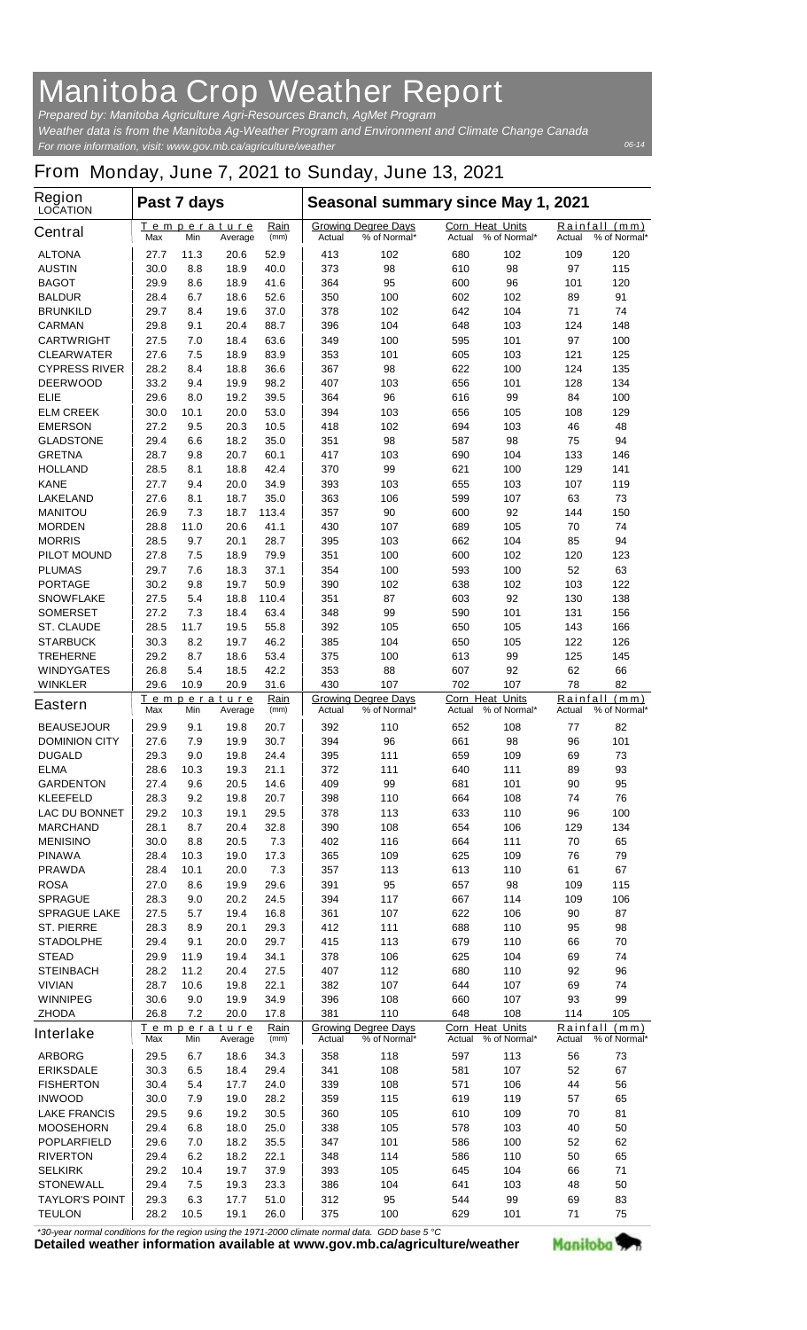# Manitoba Crop Weather Report

*Prepared by: Manitoba Agriculture Agri-Resources Branch, AgMet Program*

*Weather data is from the Manitoba Ag-Weather Program and Environment and Climate Change Canada*

*For more information, visit: www.gov.mb.ca/agriculture/weather*

06-14

## From Monday, June 7, 2021 to Sunday, June 13, 2021

| Region LOCATION | Past 7 days | | | | Seasonal summary since May 1, 2021 | | | | | |
|---|---|---|---|---|---|---|---|---|---|---|
| | Temperature | | | Rain | Growing Degree Days | | Corn Heat Units | | Rainfall (mm) | |
| **Central** | Max | Min | Average | (mm) | Actual | % of Normal* | Actual | % of Normal* | Actual | % of Normal* |
| ALTONA | 27.7 | 11.3 | 20.6 | 52.9 | 413 | 102 | 680 | 102 | 109 | 120 |
| AUSTIN | 30.0 | 8.8 | 18.9 | 40.0 | 373 | 98 | 610 | 98 | 97 | 115 |
| BAGOT | 29.9 | 8.6 | 18.9 | 41.6 | 364 | 95 | 600 | 96 | 101 | 120 |
| BALDUR | 28.4 | 6.7 | 18.6 | 52.6 | 350 | 100 | 602 | 102 | 89 | 91 |
| BRUNKILD | 29.7 | 8.4 | 19.6 | 37.0 | 378 | 102 | 642 | 104 | 71 | 74 |
| CARMAN | 29.8 | 9.1 | 20.4 | 88.7 | 396 | 104 | 648 | 103 | 124 | 148 |
| CARTWRIGHT | 27.5 | 7.0 | 18.4 | 63.6 | 349 | 100 | 595 | 101 | 97 | 100 |
| CLEARWATER | 27.6 | 7.5 | 18.9 | 83.9 | 353 | 101 | 605 | 103 | 121 | 125 |
| CYPRESS RIVER | 28.2 | 8.4 | 18.8 | 36.6 | 367 | 98 | 622 | 100 | 124 | 135 |
| DEERWOOD | 33.2 | 9.4 | 19.9 | 98.2 | 407 | 103 | 656 | 101 | 128 | 134 |
| ELIE | 29.6 | 8.0 | 19.2 | 39.5 | 364 | 96 | 616 | 99 | 84 | 100 |
| ELM CREEK | 30.0 | 10.1 | 20.0 | 53.0 | 394 | 103 | 656 | 105 | 108 | 129 |
| EMERSON | 27.2 | 9.5 | 20.3 | 10.5 | 418 | 102 | 694 | 103 | 46 | 48 |
| GLADSTONE | 29.4 | 6.6 | 18.2 | 35.0 | 351 | 98 | 587 | 98 | 75 | 94 |
| GRETNA | 28.7 | 9.8 | 20.7 | 60.1 | 417 | 103 | 690 | 104 | 133 | 146 |
| HOLLAND | 28.5 | 8.1 | 18.8 | 42.4 | 370 | 99 | 621 | 100 | 129 | 141 |
| KANE | 27.7 | 9.4 | 20.0 | 34.9 | 393 | 103 | 655 | 103 | 107 | 119 |
| LAKELAND | 27.6 | 8.1 | 18.7 | 35.0 | 363 | 106 | 599 | 107 | 63 | 73 |
| MANITOU | 26.9 | 7.3 | 18.7 | 113.4 | 357 | 90 | 600 | 92 | 144 | 150 |
| MORDEN | 28.8 | 11.0 | 20.6 | 41.1 | 430 | 107 | 689 | 105 | 70 | 74 |
| MORRIS | 28.5 | 9.7 | 20.1 | 28.7 | 395 | 103 | 662 | 104 | 85 | 94 |
| PILOT MOUND | 27.8 | 7.5 | 18.9 | 79.9 | 351 | 100 | 600 | 102 | 120 | 123 |
| PLUMAS | 29.7 | 7.6 | 18.3 | 37.1 | 354 | 100 | 593 | 100 | 52 | 63 |
| PORTAGE | 30.2 | 9.8 | 19.7 | 50.9 | 390 | 102 | 638 | 102 | 103 | 122 |
| SNOWFLAKE | 27.5 | 5.4 | 18.8 | 110.4 | 351 | 87 | 603 | 92 | 130 | 138 |
| SOMERSET | 27.2 | 7.3 | 18.4 | 63.4 | 348 | 99 | 590 | 101 | 131 | 156 |
| ST. CLAUDE | 28.5 | 11.7 | 19.5 | 55.8 | 392 | 105 | 650 | 105 | 143 | 166 |
| STARBUCK | 30.3 | 8.2 | 19.7 | 46.2 | 385 | 104 | 650 | 105 | 122 | 126 |
| TREHERNE | 29.2 | 8.7 | 18.6 | 53.4 | 375 | 100 | 613 | 99 | 125 | 145 |
| WINDYGATES | 26.8 | 5.4 | 18.5 | 42.2 | 353 | 88 | 607 | 92 | 62 | 66 |
| WINKLER | 29.6 | 10.9 | 20.9 | 31.6 | 430 | 107 | 702 | 107 | 78 | 82 |
| **Eastern** | Max | Min | Average | (mm) | Actual | % of Normal* | Actual | % of Normal* | Actual | % of Normal* |
| BEAUSEJOUR | 29.9 | 9.1 | 19.8 | 20.7 | 392 | 110 | 652 | 108 | 77 | 82 |
| DOMINION CITY | 27.6 | 7.9 | 19.9 | 30.7 | 394 | 96 | 661 | 98 | 96 | 101 |
| DUGALD | 29.3 | 9.0 | 19.8 | 24.4 | 395 | 111 | 659 | 109 | 69 | 73 |
| ELMA | 28.6 | 10.3 | 19.3 | 21.1 | 372 | 111 | 640 | 111 | 89 | 93 |
| GARDENTON | 27.4 | 9.6 | 20.5 | 14.6 | 409 | 99 | 681 | 101 | 90 | 95 |
| KLEEFELD | 28.3 | 9.2 | 19.8 | 20.7 | 398 | 110 | 664 | 108 | 74 | 76 |
| LAC DU BONNET | 29.2 | 10.3 | 19.1 | 29.5 | 378 | 113 | 633 | 110 | 96 | 100 |
| MARCHAND | 28.1 | 8.7 | 20.4 | 32.8 | 390 | 108 | 654 | 106 | 129 | 134 |
| MENISINO | 30.0 | 8.8 | 20.5 | 7.3 | 402 | 116 | 664 | 111 | 70 | 65 |
| PINAWA | 28.4 | 10.3 | 19.0 | 17.3 | 365 | 109 | 625 | 109 | 76 | 79 |
| PRAWDA | 28.4 | 10.1 | 20.0 | 7.3 | 357 | 113 | 613 | 110 | 61 | 67 |
| ROSA | 27.0 | 8.6 | 19.9 | 29.6 | 391 | 95 | 657 | 98 | 109 | 115 |
| SPRAGUE | 28.3 | 9.0 | 20.2 | 24.5 | 394 | 117 | 667 | 114 | 109 | 106 |
| SPRAGUE LAKE | 27.5 | 5.7 | 19.4 | 16.8 | 361 | 107 | 622 | 106 | 90 | 87 |
| ST. PIERRE | 28.3 | 8.9 | 20.1 | 29.3 | 412 | 111 | 688 | 110 | 95 | 98 |
| STADOLPHE | 29.4 | 9.1 | 20.0 | 29.7 | 415 | 113 | 679 | 110 | 66 | 70 |
| STEAD | 29.9 | 11.9 | 19.4 | 34.1 | 378 | 106 | 625 | 104 | 69 | 74 |
| STEINBACH | 28.2 | 11.2 | 20.4 | 27.5 | 407 | 112 | 680 | 110 | 92 | 96 |
| VIVIAN | 28.7 | 10.6 | 19.8 | 22.1 | 382 | 107 | 644 | 107 | 69 | 74 |
| WINNIPEG | 30.6 | 9.0 | 19.9 | 34.9 | 396 | 108 | 660 | 107 | 93 | 99 |
| ZHODA | 26.8 | 7.2 | 20.0 | 17.8 | 381 | 110 | 648 | 108 | 114 | 105 |
| **Interlake** | Max | Min | Average | (mm) | Actual | % of Normal* | Actual | % of Normal* | Actual | % of Normal* |
| ARBORG | 29.5 | 6.7 | 18.6 | 34.3 | 358 | 118 | 597 | 113 | 56 | 73 |
| ERIKSDALE | 30.3 | 6.5 | 18.4 | 29.4 | 341 | 108 | 581 | 107 | 52 | 67 |
| FISHERTON | 30.4 | 5.4 | 17.7 | 24.0 | 339 | 108 | 571 | 106 | 44 | 56 |
| INWOOD | 30.0 | 7.9 | 19.0 | 28.2 | 359 | 115 | 619 | 119 | 57 | 65 |
| LAKE FRANCIS | 29.5 | 9.6 | 19.2 | 30.5 | 360 | 105 | 610 | 109 | 70 | 81 |
| MOOSEHORN | 29.4 | 6.8 | 18.0 | 25.0 | 338 | 105 | 578 | 103 | 40 | 50 |
| POPLARFIELD | 29.6 | 7.0 | 18.2 | 35.5 | 347 | 101 | 586 | 100 | 52 | 62 |
| RIVERTON | 29.4 | 6.2 | 18.2 | 22.1 | 348 | 114 | 586 | 110 | 50 | 65 |
| SELKIRK | 29.2 | 10.4 | 19.7 | 37.9 | 393 | 105 | 645 | 104 | 66 | 71 |
| STONEWALL | 29.4 | 7.5 | 19.3 | 23.3 | 386 | 104 | 641 | 103 | 48 | 50 |
| TAYLOR'S POINT | 29.3 | 6.3 | 17.7 | 51.0 | 312 | 95 | 544 | 99 | 69 | 83 |
| TEULON | 28.2 | 10.5 | 19.1 | 26.0 | 375 | 100 | 629 | 101 | 71 | 75 |

*\*30-year normal conditions for the region using the 1971-2000 climate normal data. GDD base 5 °C*

**Detailed weather information available at www.gov.mb.ca/agriculture/weather**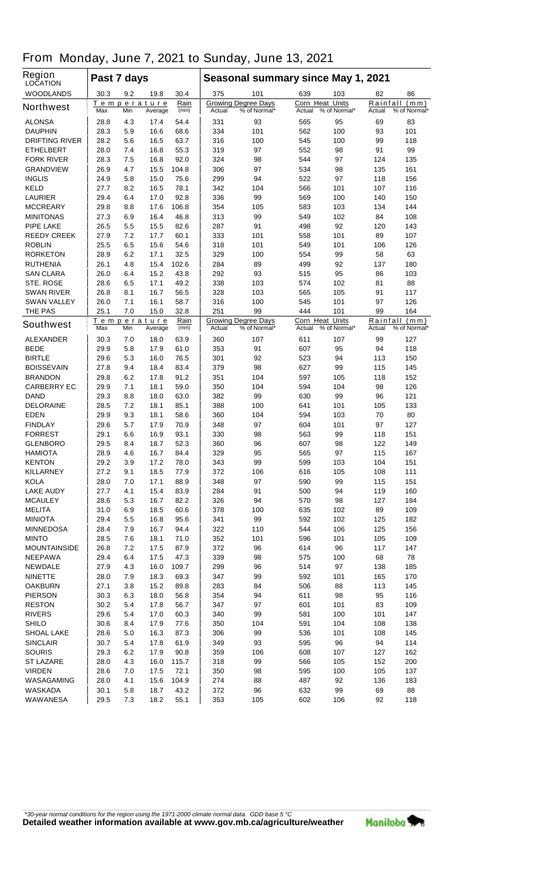# From Monday, June 7, 2021 to Sunday, June 13, 2021

| Region LOCATION | Past 7 days | | | | Seasonal summary since May 1, 2021 | | | | | |
|---|---|---|---|---|---|---|---|---|---|---|
| WOODLANDS | 30.3 | 9.2 | 19.8 | 30.4 | 375 | 101 | 639 | 103 | 82 | 86 |
| **Northwest** | Temperature Max | Min | Average | Rain (mm) | Growing Degree Days Actual | % of Normal* | Corn Heat Units Actual | % of Normal* | Rainfall (mm) Actual | % of Normal* |
| ALONSA | 28.8 | 4.3 | 17.4 | 54.4 | 331 | 93 | 565 | 95 | 69 | 83 |
| DAUPHIN | 28.3 | 5.9 | 16.6 | 68.6 | 334 | 101 | 562 | 100 | 93 | 101 |
| DRIFTING RIVER | 28.2 | 5.6 | 16.5 | 63.7 | 316 | 100 | 545 | 100 | 99 | 118 |
| ETHELBERT | 28.0 | 7.4 | 16.8 | 55.3 | 319 | 97 | 552 | 98 | 91 | 99 |
| FORK RIVER | 28.3 | 7.5 | 16.8 | 92.0 | 324 | 98 | 544 | 97 | 124 | 135 |
| GRANDVIEW | 26.9 | 4.7 | 15.5 | 104.8 | 306 | 97 | 534 | 98 | 135 | 161 |
| INGLIS | 24.9 | 5.8 | 15.0 | 75.6 | 299 | 94 | 522 | 97 | 118 | 156 |
| KELD | 27.7 | 8.2 | 16.5 | 78.1 | 342 | 104 | 566 | 101 | 107 | 116 |
| LAURIER | 29.4 | 6.4 | 17.0 | 92.8 | 336 | 99 | 569 | 100 | 140 | 150 |
| MCCREARY | 29.8 | 8.8 | 17.6 | 106.8 | 354 | 105 | 583 | 103 | 134 | 144 |
| MINITONAS | 27.3 | 6.9 | 16.4 | 46.8 | 313 | 99 | 549 | 102 | 84 | 108 |
| PIPE LAKE | 26.5 | 5.5 | 15.5 | 82.6 | 287 | 91 | 498 | 92 | 120 | 143 |
| REEDY CREEK | 27.9 | 7.2 | 17.7 | 60.1 | 333 | 101 | 558 | 101 | 89 | 107 |
| ROBLIN | 25.5 | 6.5 | 15.6 | 54.6 | 318 | 101 | 549 | 101 | 106 | 126 |
| RORKETON | 28.9 | 6.2 | 17.1 | 32.5 | 329 | 100 | 554 | 99 | 58 | 63 |
| RUTHENIA | 26.1 | 4.8 | 15.4 | 102.6 | 284 | 89 | 499 | 92 | 137 | 180 |
| SAN CLARA | 26.0 | 6.4 | 15.2 | 43.8 | 292 | 93 | 515 | 95 | 86 | 103 |
| STE. ROSE | 28.6 | 6.5 | 17.1 | 49.2 | 338 | 103 | 574 | 102 | 81 | 88 |
| SWAN RIVER | 26.8 | 8.1 | 16.7 | 56.5 | 328 | 103 | 565 | 105 | 91 | 117 |
| SWAN VALLEY | 26.0 | 7.1 | 16.1 | 58.7 | 316 | 100 | 545 | 101 | 97 | 126 |
| THE PAS | 25.1 | 7.0 | 15.0 | 32.8 | 251 | 99 | 444 | 101 | 99 | 164 |
| **Southwest** | Temperature Max | Min | Average | Rain (mm) | Growing Degree Days Actual | % of Normal* | Corn Heat Units Actual | % of Normal* | Rainfall (mm) Actual | % of Normal* |
| ALEXANDER | 30.3 | 7.0 | 18.0 | 63.9 | 360 | 107 | 611 | 107 | 99 | 127 |
| BEDE | 29.9 | 5.8 | 17.9 | 61.0 | 353 | 91 | 607 | 95 | 94 | 118 |
| BIRTLE | 29.6 | 5.3 | 16.0 | 76.5 | 301 | 92 | 523 | 94 | 113 | 150 |
| BOISSEVAIN | 27.8 | 9.4 | 18.4 | 83.4 | 379 | 98 | 627 | 99 | 115 | 145 |
| BRANDON | 29.8 | 6.2 | 17.8 | 91.2 | 351 | 104 | 597 | 105 | 118 | 152 |
| CARBERRY EC | 29.9 | 7.1 | 18.1 | 59.0 | 350 | 104 | 594 | 104 | 98 | 126 |
| DAND | 29.3 | 8.8 | 18.0 | 63.0 | 382 | 99 | 630 | 99 | 96 | 121 |
| DELORAINE | 28.5 | 7.2 | 18.1 | 85.1 | 388 | 100 | 641 | 101 | 105 | 133 |
| EDEN | 29.9 | 9.3 | 18.1 | 58.6 | 360 | 104 | 594 | 103 | 70 | 80 |
| FINDLAY | 29.6 | 5.7 | 17.9 | 70.9 | 348 | 97 | 604 | 101 | 97 | 127 |
| FORREST | 29.1 | 6.6 | 16.9 | 93.1 | 330 | 98 | 563 | 99 | 118 | 151 |
| GLENBORO | 29.5 | 8.4 | 18.7 | 52.3 | 360 | 96 | 607 | 98 | 122 | 149 |
| HAMIOTA | 28.9 | 4.6 | 16.7 | 84.4 | 329 | 95 | 565 | 97 | 115 | 167 |
| KENTON | 29.2 | 3.9 | 17.2 | 78.0 | 343 | 99 | 599 | 103 | 104 | 151 |
| KILLARNEY | 27.2 | 9.1 | 18.5 | 77.9 | 372 | 106 | 616 | 105 | 108 | 111 |
| KOLA | 28.0 | 7.0 | 17.1 | 88.9 | 348 | 97 | 590 | 99 | 115 | 151 |
| LAKE AUDY | 27.7 | 4.1 | 15.4 | 83.9 | 284 | 91 | 500 | 94 | 119 | 160 |
| MCAULEY | 28.6 | 5.3 | 16.7 | 82.2 | 326 | 94 | 570 | 98 | 127 | 184 |
| MELITA | 31.0 | 6.9 | 18.5 | 60.6 | 378 | 100 | 635 | 102 | 89 | 109 |
| MINIOTA | 29.4 | 5.5 | 16.8 | 95.6 | 341 | 99 | 592 | 102 | 125 | 182 |
| MINNEDOSA | 28.4 | 7.9 | 16.7 | 94.4 | 322 | 110 | 544 | 106 | 125 | 156 |
| MINTO | 28.5 | 7.6 | 18.1 | 71.0 | 352 | 101 | 596 | 101 | 105 | 109 |
| MOUNTAINSIDE | 26.8 | 7.2 | 17.5 | 87.9 | 372 | 96 | 614 | 96 | 117 | 147 |
| NEEPAWA | 29.4 | 6.4 | 17.5 | 47.3 | 339 | 98 | 575 | 100 | 68 | 78 |
| NEWDALE | 27.9 | 4.3 | 16.0 | 109.7 | 299 | 96 | 514 | 97 | 138 | 185 |
| NINETTE | 28.0 | 7.9 | 18.3 | 69.3 | 347 | 99 | 592 | 101 | 165 | 170 |
| OAKBURN | 27.1 | 3.8 | 15.2 | 89.8 | 283 | 84 | 506 | 88 | 113 | 145 |
| PIERSON | 30.3 | 6.3 | 18.0 | 56.8 | 354 | 94 | 611 | 98 | 95 | 116 |
| RESTON | 30.2 | 5.4 | 17.8 | 56.7 | 347 | 97 | 601 | 101 | 83 | 109 |
| RIVERS | 29.6 | 5.4 | 17.0 | 60.3 | 340 | 99 | 581 | 100 | 101 | 147 |
| SHILO | 30.6 | 8.4 | 17.9 | 77.6 | 350 | 104 | 591 | 104 | 108 | 138 |
| SHOAL LAKE | 28.6 | 5.0 | 16.3 | 87.3 | 306 | 99 | 536 | 101 | 108 | 145 |
| SINCLAIR | 30.7 | 5.4 | 17.8 | 61.9 | 349 | 93 | 595 | 96 | 94 | 114 |
| SOURIS | 29.3 | 6.2 | 17.9 | 90.8 | 359 | 106 | 608 | 107 | 127 | 162 |
| ST LAZARE | 28.0 | 4.3 | 16.0 | 115.7 | 318 | 99 | 566 | 105 | 152 | 200 |
| VIRDEN | 28.6 | 7.0 | 17.5 | 72.1 | 350 | 98 | 595 | 100 | 105 | 137 |
| WASAGAMING | 28.0 | 4.1 | 15.6 | 104.9 | 274 | 88 | 487 | 92 | 136 | 183 |
| WASKADA | 30.1 | 5.8 | 18.7 | 43.2 | 372 | 96 | 632 | 99 | 69 | 88 |
| WAWANESA | 29.5 | 7.3 | 18.2 | 55.1 | 353 | 105 | 602 | 106 | 92 | 118 |

*\*30-year normal conditions for the region using the 1971-2000 climate normal data. GDD base 5 °C*

**Detailed weather information available at www.gov.mb.ca/agriculture/weather**

Manitoba